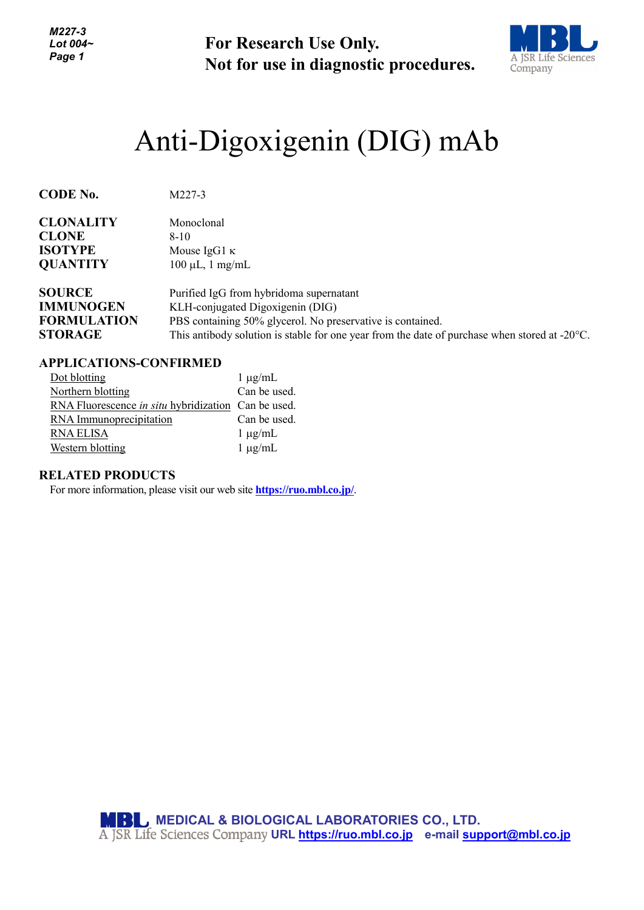For Research Use Only.
Not for use in diagnostic procedures.

# Anti-Digoxigenin (DIG) mAb

| | |
|---|---|
| **CODE No.** | M227-3 |
| **CLONALITY** | Monoclonal |
| **CLONE** | 8-10 |
| **ISOTYPE** | Mouse IgG1 κ |
| **QUANTITY** | 100 µL, 1 mg/mL |
| **SOURCE** | Purified IgG from hybridoma supernatant |
| **IMMUNOGEN** | KLH-conjugated Digoxigenin (DIG) |
| **FORMULATION** | PBS containing 50% glycerol. No preservative is contained. |
| **STORAGE** | This antibody solution is stable for one year from the date of purchase when stored at -20°C. |

## APPLICATIONS-CONFIRMED

| Application | |
|---|---|
| Dot blotting | 1 µg/mL |
| Northern blotting | Can be used. |
| RNA Fluorescence *in situ* hybridization | Can be used. |
| RNA Immunoprecipitation | Can be used. |
| RNA ELISA | 1 µg/mL |
| Western blotting | 1 µg/mL |

## RELATED PRODUCTS

For more information, please visit our web site **https://ruo.mbl.co.jp/**.

MEDICAL & BIOLOGICAL LABORATORIES CO., LTD.
A JSR Life Sciences Company URL https://ruo.mbl.co.jp e-mail support@mbl.co.jp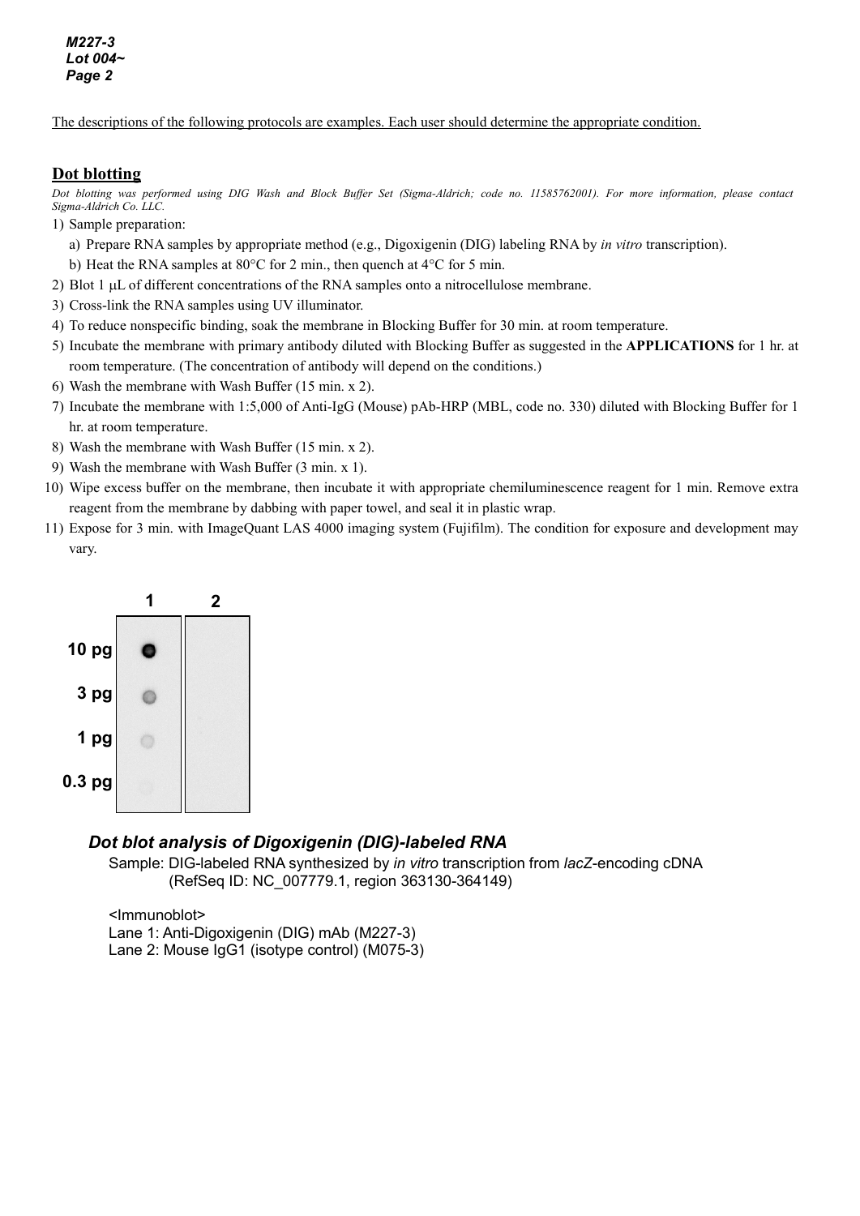The descriptions of the following protocols are examples. Each user should determine the appropriate condition.

## Dot blotting

*Dot blotting was performed using DIG Wash and Block Buffer Set (Sigma-Aldrich; code no. 11585762001). For more information, please contact Sigma-Aldrich Co. LLC.*

1) Sample preparation:
   a) Prepare RNA samples by appropriate method (e.g., Digoxigenin (DIG) labeling RNA by *in vitro* transcription).
   b) Heat the RNA samples at 80°C for 2 min., then quench at 4°C for 5 min.
2) Blot 1 μL of different concentrations of the RNA samples onto a nitrocellulose membrane.
3) Cross-link the RNA samples using UV illuminator.
4) To reduce nonspecific binding, soak the membrane in Blocking Buffer for 30 min. at room temperature.
5) Incubate the membrane with primary antibody diluted with Blocking Buffer as suggested in the **APPLICATIONS** for 1 hr. at room temperature. (The concentration of antibody will depend on the conditions.)
6) Wash the membrane with Wash Buffer (15 min. x 2).
7) Incubate the membrane with 1:5,000 of Anti-IgG (Mouse) pAb-HRP (MBL, code no. 330) diluted with Blocking Buffer for 1 hr. at room temperature.
8) Wash the membrane with Wash Buffer (15 min. x 2).
9) Wash the membrane with Wash Buffer (3 min. x 1).
10) Wipe excess buffer on the membrane, then incubate it with appropriate chemiluminescence reagent for 1 min. Remove extra reagent from the membrane by dabbing with paper towel, and seal it in plastic wrap.
11) Expose for 3 min. with ImageQuant LAS 4000 imaging system (Fujifilm). The condition for exposure and development may vary.

1 2

10 pg

3 pg

1 pg

0.3 pg

***Dot blot analysis of Digoxigenin (DIG)-labeled RNA***

Sample: DIG-labeled RNA synthesized by *in vitro* transcription from *lacZ*-encoding cDNA (RefSeq ID: NC_007779.1, region 363130-364149)

<Immunoblot>
Lane 1: Anti-Digoxigenin (DIG) mAb (M227-3)
Lane 2: Mouse IgG1 (isotype control) (M075-3)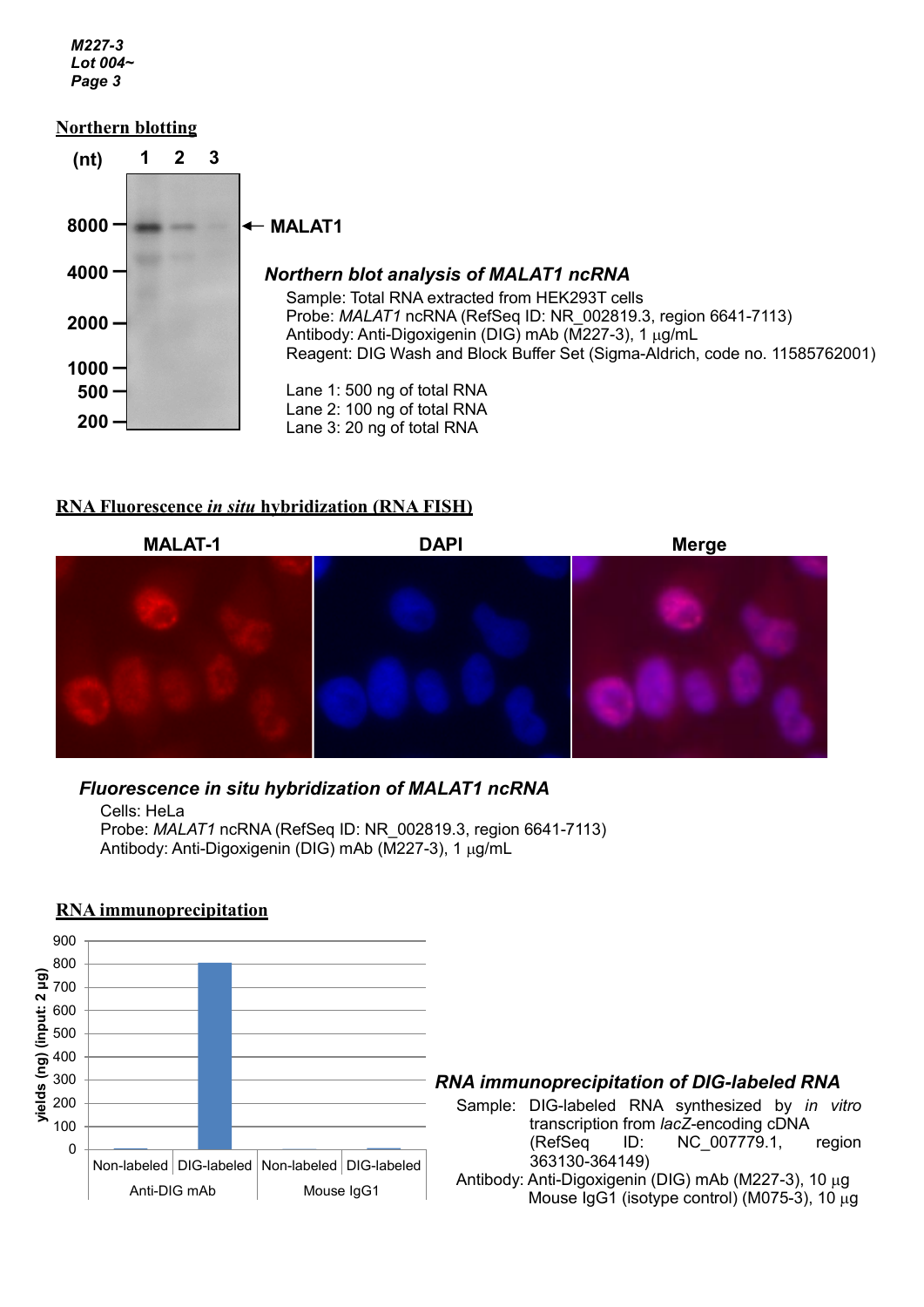## Northern blotting

### *Northern blot analysis of MALAT1 ncRNA*

Sample: Total RNA extracted from HEK293T cells
Probe: *MALAT1* ncRNA (RefSeq ID: NR_002819.3, region 6641-7113)
Antibody: Anti-Digoxigenin (DIG) mAb (M227-3), 1 μg/mL
Reagent: DIG Wash and Block Buffer Set (Sigma-Aldrich, code no. 11585762001)

Lane 1: 500 ng of total RNA
Lane 2: 100 ng of total RNA
Lane 3: 20 ng of total RNA

## RNA Fluorescence *in situ* hybridization (RNA FISH)

### *Fluorescence in situ hybridization of MALAT1 ncRNA*

Cells: HeLa
Probe: *MALAT1* ncRNA (RefSeq ID: NR_002819.3, region 6641-7113)
Antibody: Anti-Digoxigenin (DIG) mAb (M227-3), 1 μg/mL

## RNA immunoprecipitation

### *RNA immunoprecipitation of DIG-labeled RNA*

Sample: DIG-labeled RNA synthesized by *in vitro* transcription from *lacZ*-encoding cDNA (RefSeq ID: NC_007779.1, region 363130-364149)
Antibody: Anti-Digoxigenin (DIG) mAb (M227-3), 10 μg
Mouse IgG1 (isotype control) (M075-3), 10 μg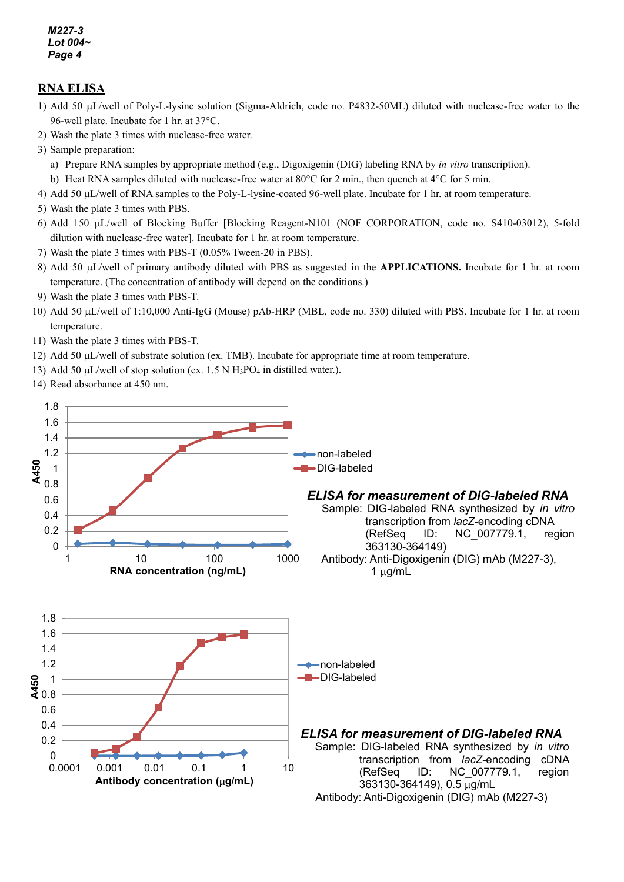## RNA ELISA

1) Add 50 µL/well of Poly-L-lysine solution (Sigma-Aldrich, code no. P4832-50ML) diluted with nuclease-free water to the 96-well plate. Incubate for 1 hr. at 37°C.
2) Wash the plate 3 times with nuclease-free water.
3) Sample preparation:
   a) Prepare RNA samples by appropriate method (e.g., Digoxigenin (DIG) labeling RNA by *in vitro* transcription).
   b) Heat RNA samples diluted with nuclease-free water at 80°C for 2 min., then quench at 4°C for 5 min.
4) Add 50 µL/well of RNA samples to the Poly-L-lysine-coated 96-well plate. Incubate for 1 hr. at room temperature.
5) Wash the plate 3 times with PBS.
6) Add 150 µL/well of Blocking Buffer [Blocking Reagent-N101 (NOF CORPORATION, code no. S410-03012), 5-fold dilution with nuclease-free water]. Incubate for 1 hr. at room temperature.
7) Wash the plate 3 times with PBS-T (0.05% Tween-20 in PBS).
8) Add 50 µL/well of primary antibody diluted with PBS as suggested in the **APPLICATIONS.** Incubate for 1 hr. at room temperature. (The concentration of antibody will depend on the conditions.)
9) Wash the plate 3 times with PBS-T.
10) Add 50 µL/well of 1:10,000 Anti-IgG (Mouse) pAb-HRP (MBL, code no. 330) diluted with PBS. Incubate for 1 hr. at room temperature.
11) Wash the plate 3 times with PBS-T.
12) Add 50 µL/well of substrate solution (ex. TMB). Incubate for appropriate time at room temperature.
13) Add 50 µL/well of stop solution (ex. 1.5 N $H_3PO_4$ in distilled water.).
14) Read absorbance at 450 nm.

***ELISA for measurement of DIG-labeled RNA***

Sample: DIG-labeled RNA synthesized by *in vitro* transcription from *lacZ*-encoding cDNA (RefSeq ID: NC_007779.1, region 363130-364149)

Antibody: Anti-Digoxigenin (DIG) mAb (M227-3), 1 µg/mL

***ELISA for measurement of DIG-labeled RNA***

Sample: DIG-labeled RNA synthesized by *in vitro* transcription from *lacZ*-encoding cDNA (RefSeq ID: NC_007779.1, region 363130-364149), 0.5 µg/mL

Antibody: Anti-Digoxigenin (DIG) mAb (M227-3)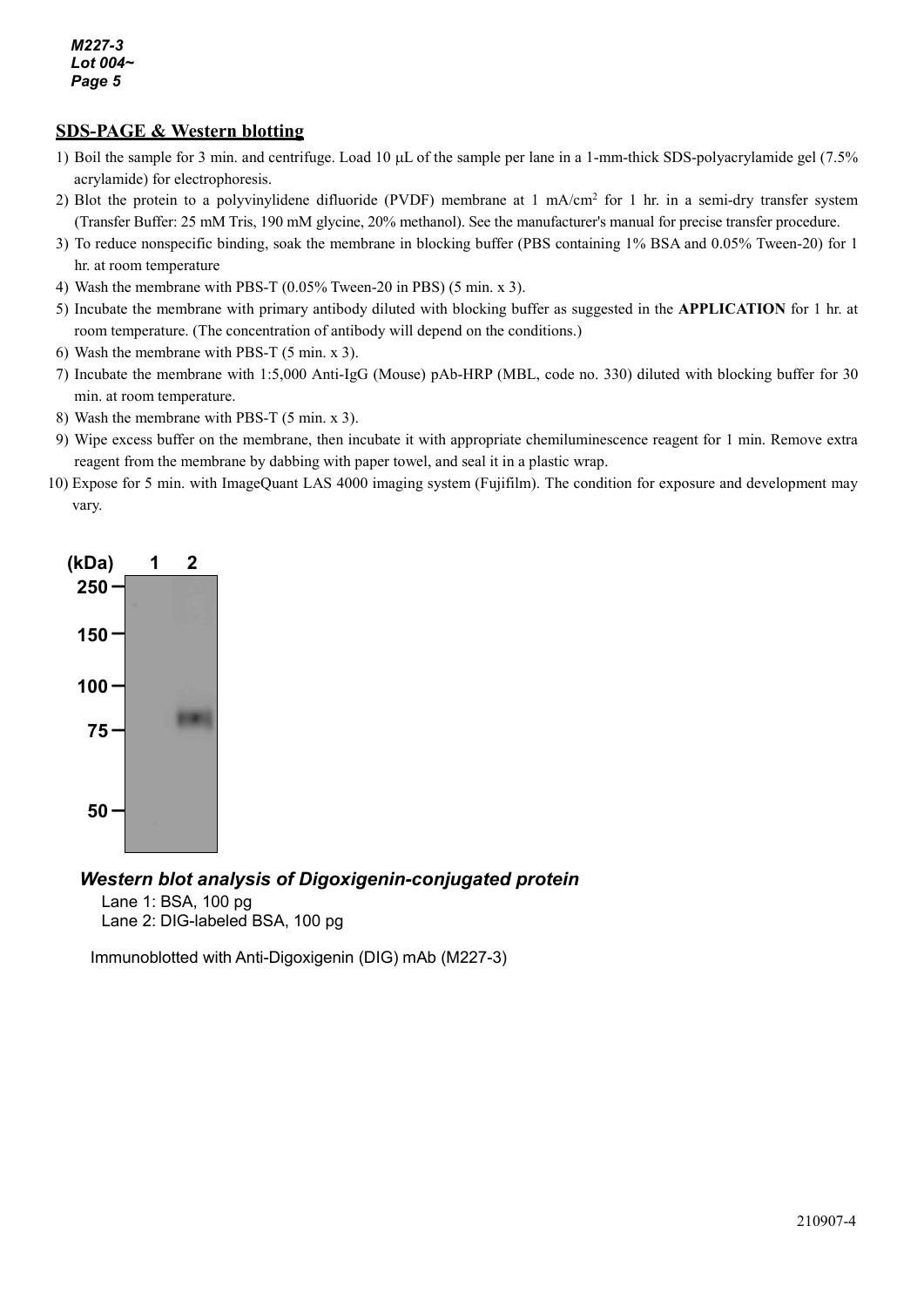## SDS-PAGE & Western blotting

1) Boil the sample for 3 min. and centrifuge. Load 10 μL of the sample per lane in a 1-mm-thick SDS-polyacrylamide gel (7.5% acrylamide) for electrophoresis.
2) Blot the protein to a polyvinylidene difluoride (PVDF) membrane at 1 mA/cm$^2$ for 1 hr. in a semi-dry transfer system (Transfer Buffer: 25 mM Tris, 190 mM glycine, 20% methanol). See the manufacturer's manual for precise transfer procedure.
3) To reduce nonspecific binding, soak the membrane in blocking buffer (PBS containing 1% BSA and 0.05% Tween-20) for 1 hr. at room temperature
4) Wash the membrane with PBS-T (0.05% Tween-20 in PBS) (5 min. x 3).
5) Incubate the membrane with primary antibody diluted with blocking buffer as suggested in the **APPLICATION** for 1 hr. at room temperature. (The concentration of antibody will depend on the conditions.)
6) Wash the membrane with PBS-T (5 min. x 3).
7) Incubate the membrane with 1:5,000 Anti-IgG (Mouse) pAb-HRP (MBL, code no. 330) diluted with blocking buffer for 30 min. at room temperature.
8) Wash the membrane with PBS-T (5 min. x 3).
9) Wipe excess buffer on the membrane, then incubate it with appropriate chemiluminescence reagent for 1 min. Remove extra reagent from the membrane by dabbing with paper towel, and seal it in a plastic wrap.
10) Expose for 5 min. with ImageQuant LAS 4000 imaging system (Fujifilm). The condition for exposure and development may vary.

(kDa) 1 2
250
150
100
75
50

***Western blot analysis of Digoxigenin-conjugated protein***

Lane 1: BSA, 100 pg
Lane 2: DIG-labeled BSA, 100 pg

Immunoblotted with Anti-Digoxigenin (DIG) mAb (M227-3)

210907-4